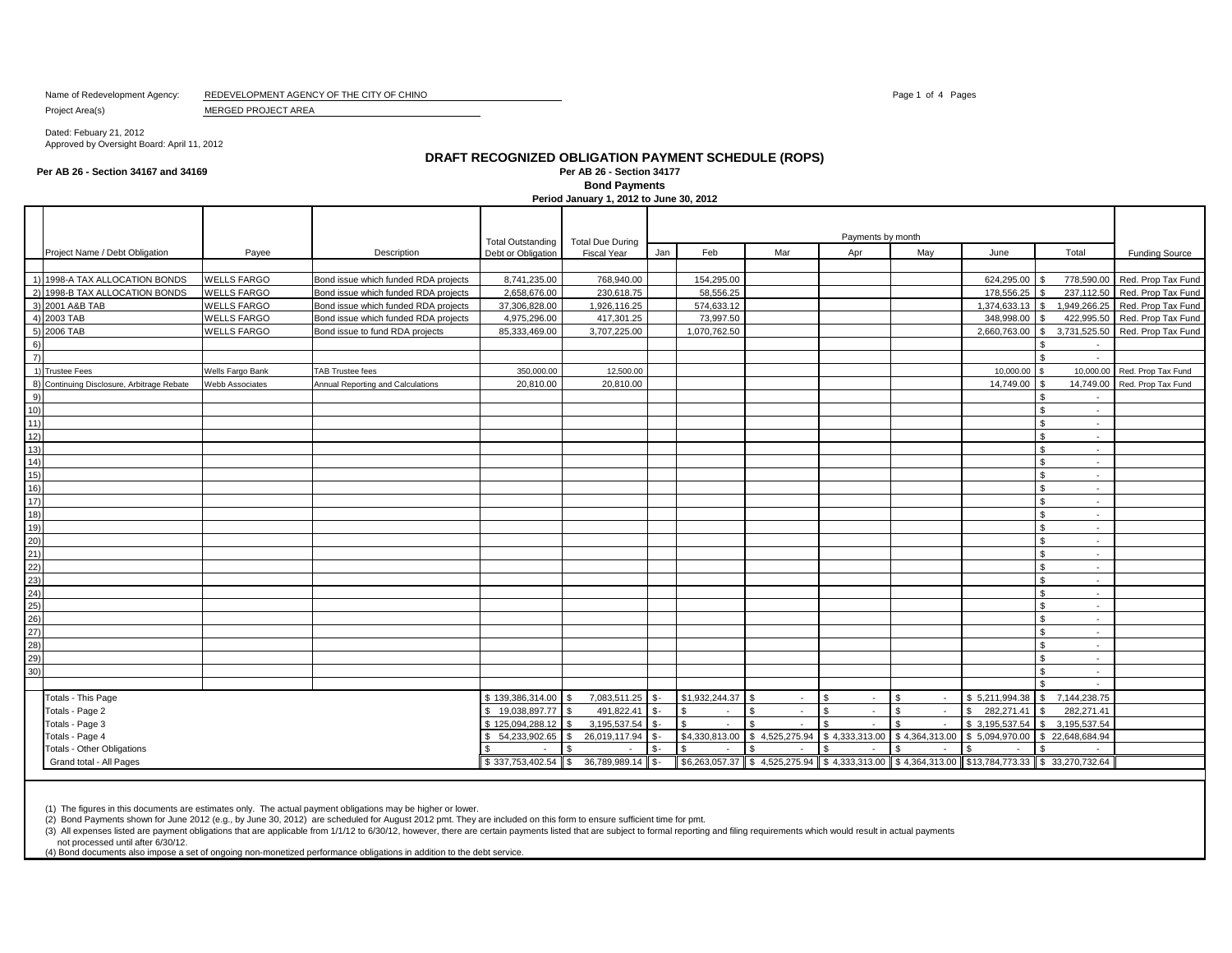Name of Redevelopment Agency: REDEVELOPMENT AGENCY OF THE CITY OF CHINO

Project Area(s) MERGED PROJECT AREA

Dated: Febuary 21, 2012
Approved by Oversight Board: April 11, 2012

# DRAFT RECOGNIZED OBLIGATION PAYMENT SCHEDULE (ROPS)

**Per AB 26 - Section 34167 and 34169**

**Per AB 26 - Section 34177**

**Bond Payments**

**Period January 1, 2012 to June 30, 2012**

| | Project Name / Debt Obligation | Payee | Description | Total Outstanding Debt or Obligation | Total Due During Fiscal Year | Payments by month | | | | | | | Funding Source |
|---|---|---|---|---|---|---|---|---|---|---|---|---|---|
| | | | | | | Jan | Feb | Mar | Apr | May | June | Total | |
| 1) | 1998-A TAX ALLOCATION BONDS | WELLS FARGO | Bond issue which funded RDA projects | 8,741,235.00 | 768,940.00 | | 154,295.00 | | | | 624,295.00 | $ 778,590.00 | Red. Prop Tax Fund |
| 2) | 1998-B TAX ALLOCATION BONDS | WELLS FARGO | Bond issue which funded RDA projects | 2,658,676.00 | 230,618.75 | | 58,556.25 | | | | 178,556.25 | $ 237,112.50 | Red. Prop Tax Fund |
| 3) | 2001 A&B TAB | WELLS FARGO | Bond issue which funded RDA projects | 37,306,828.00 | 1,926,116.25 | | 574,633.12 | | | | 1,374,633.13 | $ 1,949,266.25 | Red. Prop Tax Fund |
| 4) | 2003 TAB | WELLS FARGO | Bond issue which funded RDA projects | 4,975,296.00 | 417,301.25 | | 73,997.50 | | | | 348,998.00 | $ 422,995.50 | Red. Prop Tax Fund |
| 5) | 2006 TAB | WELLS FARGO | Bond issue to fund RDA projects | 85,333,469.00 | 3,707,225.00 | | 1,070,762.50 | | | | 2,660,763.00 | $ 3,731,525.50 | Red. Prop Tax Fund |
| 6) | | | | | | | | | | | | $ - | |
| 7) | | | | | | | | | | | | $ - | |
| 1) | Trustee Fees | Wells Fargo Bank | TAB Trustee fees | 350,000.00 | 12,500.00 | | | | | | 10,000.00 | $ 10,000.00 | Red. Prop Tax Fund |
| 8) | Continuing Disclosure, Arbitrage Rebate | Webb Associates | Annual Reporting and Calculations | 20,810.00 | 20,810.00 | | | | | | 14,749.00 | $ 14,749.00 | Red. Prop Tax Fund |
| 9) | | | | | | | | | | | | $ - | |
| 10) | | | | | | | | | | | | $ - | |
| 11) | | | | | | | | | | | | $ - | |
| 12) | | | | | | | | | | | | $ - | |
| 13) | | | | | | | | | | | | $ - | |
| 14) | | | | | | | | | | | | $ - | |
| 15) | | | | | | | | | | | | $ - | |
| 16) | | | | | | | | | | | | $ - | |
| 17) | | | | | | | | | | | | $ - | |
| 18) | | | | | | | | | | | | $ - | |
| 19) | | | | | | | | | | | | $ - | |
| 20) | | | | | | | | | | | | $ - | |
| 21) | | | | | | | | | | | | $ - | |
| 22) | | | | | | | | | | | | $ - | |
| 23) | | | | | | | | | | | | $ - | |
| 24) | | | | | | | | | | | | $ - | |
| 25) | | | | | | | | | | | | $ - | |
| 26) | | | | | | | | | | | | $ - | |
| 27) | | | | | | | | | | | | $ - | |
| 28) | | | | | | | | | | | | $ - | |
| 29) | | | | | | | | | | | | $ - | |
| 30) | | | | | | | | | | | | $ - | |
| | | | | | | | | | | | | $ - | |
| | Totals - This Page | | | $ 139,386,314.00 | $ 7,083,511.25 | $- | $1,932,244.37 | $ - | $ - | $ - | $ 5,211,994.38 | $ 7,144,238.75 | |
| | Totals - Page 2 | | | $ 19,038,897.77 | $ 491,822.41 | $- | $ - | $ - | $ - | $ - | $ 282,271.41 | $ 282,271.41 | |
| | Totals - Page 3 | | | $ 125,094,288.12 | $ 3,195,537.54 | $- | $ - | $ - | $ - | $ - | $ 3,195,537.54 | $ 3,195,537.54 | |
| | Totals - Page 4 | | | $ 54,233,902.65 | $ 26,019,117.94 | $- | $4,330,813.00 | $ 4,525,275.94 | $ 4,333,313.00 | $ 4,364,313.00 | $ 5,094,970.00 | $ 22,648,684.94 | |
| | Totals - Other Obligations | | | $ - | $ - | $- | $ - | $ - | $ - | $ - | $ - | $ - | |
| | Grand total - All Pages | | | $ 337,753,402.54 | $ 36,789,989.14 | $- | $6,263,057.37 | $ 4,525,275.94 | $ 4,333,313.00 | $ 4,364,313.00 | $13,784,773.33 | $ 33,270,732.64 | |

(1) The figures in this documents are estimates only. The actual payment obligations may be higher or lower.

(2) Bond Payments shown for June 2012 (e.g., by June 30, 2012) are scheduled for August 2012 pmt. They are included on this form to ensure sufficient time for pmt.

(3) All expenses listed are payment obligations that are applicable from 1/1/12 to 6/30/12, however, there are certain payments listed that are subject to formal reporting and filing requirements which would result in actual payments not processed until after 6/30/12.

(4) Bond documents also impose a set of ongoing non-monetized performance obligations in addition to the debt service.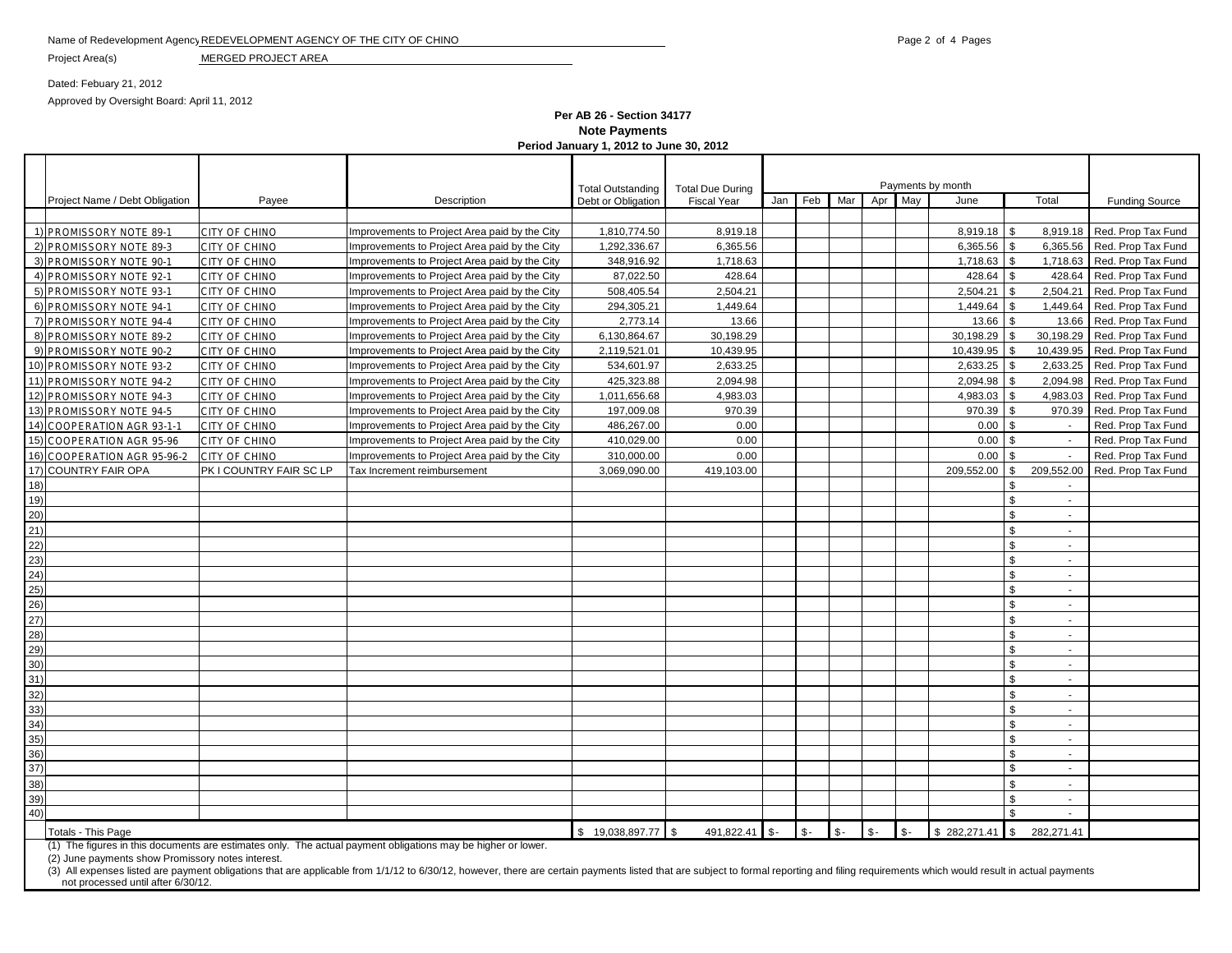Name of Redevelopment Agency REDEVELOPMENT AGENCY OF THE CITY OF CHINO

Project Area(s) MERGED PROJECT AREA

Dated: Febuary 21, 2012

Approved by Oversight Board: April 11, 2012

**Per AB 26 - Section 34177**
**Note Payments**
**Period January 1, 2012 to June 30, 2012**

| | Project Name / Debt Obligation | Payee | Description | Total Outstanding Debt or Obligation | Total Due During Fiscal Year | Payments by month | | | | | | | Funding Source |
|---|---|---|---|---|---|---|---|---|---|---|---|---|---|
| | | | | | | Jan | Feb | Mar | Apr | May | June | Total | |
| 1) | PROMISSORY NOTE 89-1 | CITY OF CHINO | Improvements to Project Area paid by the City | 1,810,774.50 | 8,919.18 | | | | | | 8,919.18 | $ 8,919.18 | Red. Prop Tax Fund |
| 2) | PROMISSORY NOTE 89-3 | CITY OF CHINO | Improvements to Project Area paid by the City | 1,292,336.67 | 6,365.56 | | | | | | 6,365.56 | $ 6,365.56 | Red. Prop Tax Fund |
| 3) | PROMISSORY NOTE 90-1 | CITY OF CHINO | Improvements to Project Area paid by the City | 348,916.92 | 1,718.63 | | | | | | 1,718.63 | $ 1,718.63 | Red. Prop Tax Fund |
| 4) | PROMISSORY NOTE 92-1 | CITY OF CHINO | Improvements to Project Area paid by the City | 87,022.50 | 428.64 | | | | | | 428.64 | $ 428.64 | Red. Prop Tax Fund |
| 5) | PROMISSORY NOTE 93-1 | CITY OF CHINO | Improvements to Project Area paid by the City | 508,405.54 | 2,504.21 | | | | | | 2,504.21 | $ 2,504.21 | Red. Prop Tax Fund |
| 6) | PROMISSORY NOTE 94-1 | CITY OF CHINO | Improvements to Project Area paid by the City | 294,305.21 | 1,449.64 | | | | | | 1,449.64 | $ 1,449.64 | Red. Prop Tax Fund |
| 7) | PROMISSORY NOTE 94-4 | CITY OF CHINO | Improvements to Project Area paid by the City | 2,773.14 | 13.66 | | | | | | 13.66 | $ 13.66 | Red. Prop Tax Fund |
| 8) | PROMISSORY NOTE 89-2 | CITY OF CHINO | Improvements to Project Area paid by the City | 6,130,864.67 | 30,198.29 | | | | | | 30,198.29 | $ 30,198.29 | Red. Prop Tax Fund |
| 9) | PROMISSORY NOTE 90-2 | CITY OF CHINO | Improvements to Project Area paid by the City | 2,119,521.01 | 10,439.95 | | | | | | 10,439.95 | $ 10,439.95 | Red. Prop Tax Fund |
| 10) | PROMISSORY NOTE 93-2 | CITY OF CHINO | Improvements to Project Area paid by the City | 534,601.97 | 2,633.25 | | | | | | 2,633.25 | $ 2,633.25 | Red. Prop Tax Fund |
| 11) | PROMISSORY NOTE 94-2 | CITY OF CHINO | Improvements to Project Area paid by the City | 425,323.88 | 2,094.98 | | | | | | 2,094.98 | $ 2,094.98 | Red. Prop Tax Fund |
| 12) | PROMISSORY NOTE 94-3 | CITY OF CHINO | Improvements to Project Area paid by the City | 1,011,656.68 | 4,983.03 | | | | | | 4,983.03 | $ 4,983.03 | Red. Prop Tax Fund |
| 13) | PROMISSORY NOTE 94-5 | CITY OF CHINO | Improvements to Project Area paid by the City | 197,009.08 | 970.39 | | | | | | 970.39 | $ 970.39 | Red. Prop Tax Fund |
| 14) | COOPERATION AGR 93-1-1 | CITY OF CHINO | Improvements to Project Area paid by the City | 486,267.00 | 0.00 | | | | | | 0.00 | $ - | Red. Prop Tax Fund |
| 15) | COOPERATION AGR 95-96 | CITY OF CHINO | Improvements to Project Area paid by the City | 410,029.00 | 0.00 | | | | | | 0.00 | $ - | Red. Prop Tax Fund |
| 16) | COOPERATION AGR 95-96-2 | CITY OF CHINO | Improvements to Project Area paid by the City | 310,000.00 | 0.00 | | | | | | 0.00 | $ - | Red. Prop Tax Fund |
| 17) | COUNTRY FAIR OPA | PK I COUNTRY FAIR SC LP | Tax Increment reimbursement | 3,069,090.00 | 419,103.00 | | | | | | 209,552.00 | $ 209,552.00 | Red. Prop Tax Fund |
| 18) | | | | | | | | | | | | $ - | |
| 19) | | | | | | | | | | | | $ - | |
| 20) | | | | | | | | | | | | $ - | |
| 21) | | | | | | | | | | | | $ - | |
| 22) | | | | | | | | | | | | $ - | |
| 23) | | | | | | | | | | | | $ - | |
| 24) | | | | | | | | | | | | $ - | |
| 25) | | | | | | | | | | | | $ - | |
| 26) | | | | | | | | | | | | $ - | |
| 27) | | | | | | | | | | | | $ - | |
| 28) | | | | | | | | | | | | $ - | |
| 29) | | | | | | | | | | | | $ - | |
| 30) | | | | | | | | | | | | $ - | |
| 31) | | | | | | | | | | | | $ - | |
| 32) | | | | | | | | | | | | $ - | |
| 33) | | | | | | | | | | | | $ - | |
| 34) | | | | | | | | | | | | $ - | |
| 35) | | | | | | | | | | | | $ - | |
| 36) | | | | | | | | | | | | $ - | |
| 37) | | | | | | | | | | | | $ - | |
| 38) | | | | | | | | | | | | $ - | |
| 39) | | | | | | | | | | | | $ - | |
| 40) | | | | | | | | | | | | $ - | |
| | Totals - This Page | | | $ 19,038,897.77 | $ 491,822.41 | $- | $- | $- | $- | $- | $ 282,271.41 | $ 282,271.41 | |

(1) The figures in this documents are estimates only. The actual payment obligations may be higher or lower.

(2) June payments show Promissory notes interest.

(3) All expenses listed are payment obligations that are applicable from 1/1/12 to 6/30/12, however, there are certain payments listed that are subject to formal reporting and filing requirements which would result in actual payments not processed until after 6/30/12.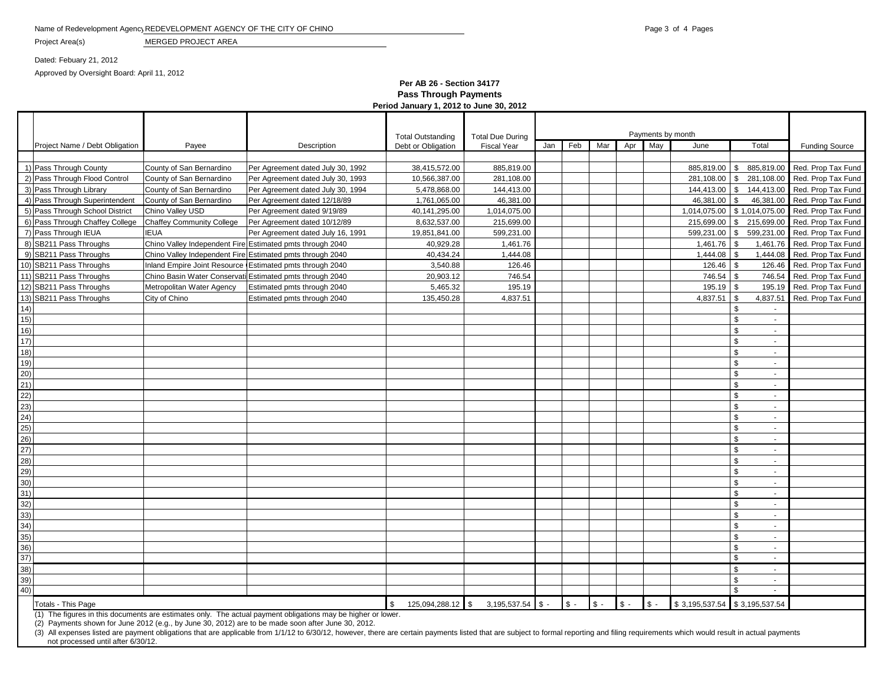Name of Redevelopment Agency: REDEVELOPMENT AGENCY OF THE CITY OF CHINO

Project Area(s): MERGED PROJECT AREA

Dated: Febuary 21, 2012

Approved by Oversight Board: April 11, 2012

**Per AB 26 - Section 34177**
**Pass Through Payments**
**Period January 1, 2012 to June 30, 2012**

| | Project Name / Debt Obligation | Payee | Description | Total Outstanding Debt or Obligation | Total Due During Fiscal Year | Payments by month Jan | Feb | Mar | Apr | May | June | Total | Funding Source |
|---|---|---|---|---|---|---|---|---|---|---|---|---|---|
| 1) | Pass Through County | County of San Bernardino | Per Agreement dated July 30, 1992 | 38,415,572.00 | 885,819.00 | | | | | | 885,819.00 | $ 885,819.00 | Red. Prop Tax Fund |
| 2) | Pass Through Flood Control | County of San Bernardino | Per Agreement dated July 30, 1993 | 10,566,387.00 | 281,108.00 | | | | | | 281,108.00 | $ 281,108.00 | Red. Prop Tax Fund |
| 3) | Pass Through Library | County of San Bernardino | Per Agreement dated July 30, 1994 | 5,478,868.00 | 144,413.00 | | | | | | 144,413.00 | $ 144,413.00 | Red. Prop Tax Fund |
| 4) | Pass Through Superintendent | County of San Bernardino | Per Agreement dated 12/18/89 | 1,761,065.00 | 46,381.00 | | | | | | 46,381.00 | $ 46,381.00 | Red. Prop Tax Fund |
| 5) | Pass Through School District | Chino Valley USD | Per Agreement dated 9/19/89 | 40,141,295.00 | 1,014,075.00 | | | | | | 1,014,075.00 | $ 1,014,075.00 | Red. Prop Tax Fund |
| 6) | Pass Through Chaffey College | Chaffey Community College | Per Agreement dated 10/12/89 | 8,632,537.00 | 215,699.00 | | | | | | 215,699.00 | $ 215,699.00 | Red. Prop Tax Fund |
| 7) | Pass Through IEUA | IEUA | Per Agreement dated July 16, 1991 | 19,851,841.00 | 599,231.00 | | | | | | 599,231.00 | $ 599,231.00 | Red. Prop Tax Fund |
| 8) | SB211 Pass Throughs | Chino Valley Independent Fire | Estimated pmts through 2040 | 40,929.28 | 1,461.76 | | | | | | 1,461.76 | $ 1,461.76 | Red. Prop Tax Fund |
| 9) | SB211 Pass Throughs | Chino Valley Independent Fire | Estimated pmts through 2040 | 40,434.24 | 1,444.08 | | | | | | 1,444.08 | $ 1,444.08 | Red. Prop Tax Fund |
| 10) | SB211 Pass Throughs | Inland Empire Joint Resource | Estimated pmts through 2040 | 3,540.88 | 126.46 | | | | | | 126.46 | $ 126.46 | Red. Prop Tax Fund |
| 11) | SB211 Pass Throughs | Chino Basin Water Conservati | Estimated pmts through 2040 | 20,903.12 | 746.54 | | | | | | 746.54 | $ 746.54 | Red. Prop Tax Fund |
| 12) | SB211 Pass Throughs | Metropolitan Water Agency | Estimated pmts through 2040 | 5,465.32 | 195.19 | | | | | | 195.19 | $ 195.19 | Red. Prop Tax Fund |
| 13) | SB211 Pass Throughs | City of Chino | Estimated pmts through 2040 | 135,450.28 | 4,837.51 | | | | | | 4,837.51 | $ 4,837.51 | Red. Prop Tax Fund |
| 14) | | | | | | | | | | | | $ - | |
| 15) | | | | | | | | | | | | $ - | |
| 16) | | | | | | | | | | | | $ - | |
| 17) | | | | | | | | | | | | $ - | |
| 18) | | | | | | | | | | | | $ - | |
| 19) | | | | | | | | | | | | $ - | |
| 20) | | | | | | | | | | | | $ - | |
| 21) | | | | | | | | | | | | $ - | |
| 22) | | | | | | | | | | | | $ - | |
| 23) | | | | | | | | | | | | $ - | |
| 24) | | | | | | | | | | | | $ - | |
| 25) | | | | | | | | | | | | $ - | |
| 26) | | | | | | | | | | | | $ - | |
| 27) | | | | | | | | | | | | $ - | |
| 28) | | | | | | | | | | | | $ - | |
| 29) | | | | | | | | | | | | $ - | |
| 30) | | | | | | | | | | | | $ - | |
| 31) | | | | | | | | | | | | $ - | |
| 32) | | | | | | | | | | | | $ - | |
| 33) | | | | | | | | | | | | $ - | |
| 34) | | | | | | | | | | | | $ - | |
| 35) | | | | | | | | | | | | $ - | |
| 36) | | | | | | | | | | | | $ - | |
| 37) | | | | | | | | | | | | $ - | |
| 38) | | | | | | | | | | | | $ - | |
| 39) | | | | | | | | | | | | $ - | |
| 40) | | | | | | | | | | | | $ - | |
| | Totals - This Page | | | $ 125,094,288.12 | $ 3,195,537.54 | $ - | $ - | $ - | $ - | $ - | $ 3,195,537.54 | $ 3,195,537.54 | |

(1) The figures in this documents are estimates only. The actual payment obligations may be higher or lower.

(2) Payments shown for June 2012 (e.g., by June 30, 2012) are to be made soon after June 30, 2012.

(3) All expenses listed are payment obligations that are applicable from 1/1/12 to 6/30/12, however, there are certain payments listed that are subject to formal reporting and filing requirements which would result in actual payments not processed until after 6/30/12.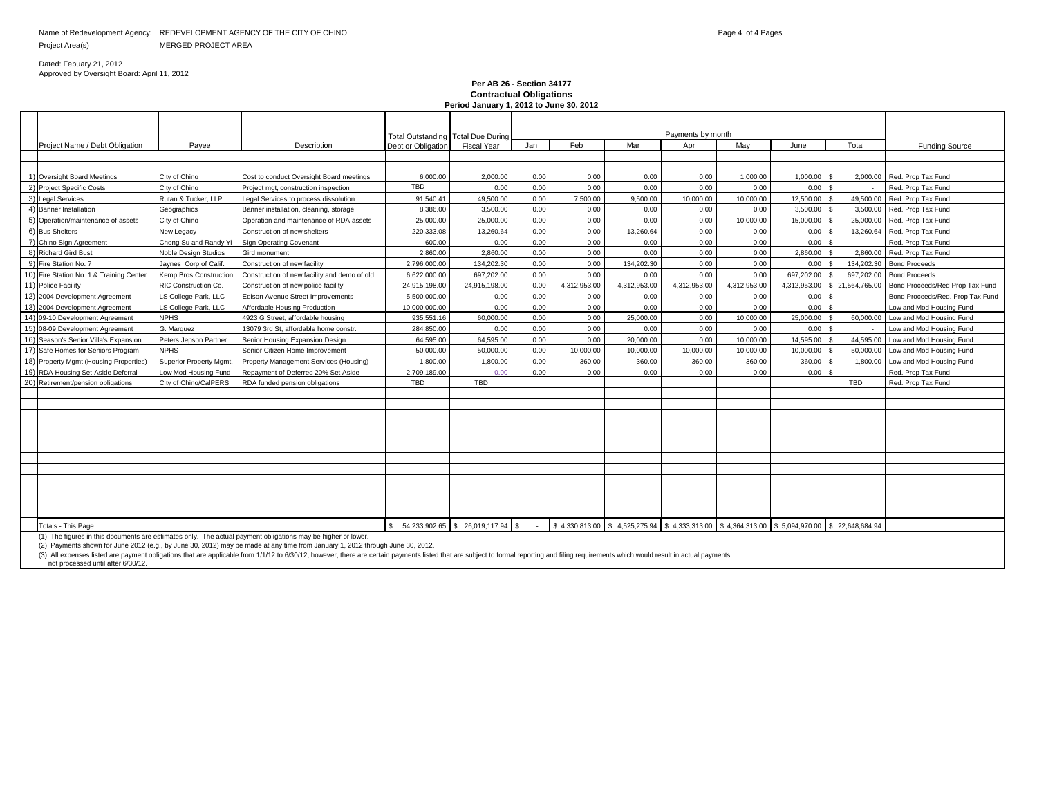Name of Redevelopment Agency: REDEVELOPMENT AGENCY OF THE CITY OF CHINO

Project Area(s) MERGED PROJECT AREA

Dated: Febuary 21, 2012
Approved by Oversight Board: April 11, 2012

**Per AB 26 - Section 34177**
**Contractual Obligations**
**Period January 1, 2012 to June 30, 2012**

| | Project Name / Debt Obligation | Payee | Description | Total Outstanding Debt or Obligation | Total Due During Fiscal Year | Payments by month Jan | Feb | Mar | Apr | May | June | Total | Funding Source |
|---|---|---|---|---|---|---|---|---|---|---|---|---|---|
| 1) | Oversight Board Meetings | City of Chino | Cost to conduct Oversight Board meetings | 6,000.00 | 2,000.00 | 0.00 | 0.00 | 0.00 | 0.00 | 1,000.00 | 1,000.00 | $ 2,000.00 | Red. Prop Tax Fund |
| 2) | Project Specific Costs | City of Chino | Project mgt, construction inspection | TBD | 0.00 | 0.00 | 0.00 | 0.00 | 0.00 | 0.00 | 0.00 | $ - | Red. Prop Tax Fund |
| 3) | Legal Services | Rutan & Tucker, LLP | Legal Services to process dissolution | 91,540.41 | 49,500.00 | 0.00 | 7,500.00 | 9,500.00 | 10,000.00 | 10,000.00 | 12,500.00 | $ 49,500.00 | Red. Prop Tax Fund |
| 4) | Banner Installation | Geographics | Banner installation, cleaning, storage | 8,386.00 | 3,500.00 | 0.00 | 0.00 | 0.00 | 0.00 | 0.00 | 3,500.00 | $ 3,500.00 | Red. Prop Tax Fund |
| 5) | Operation/maintenance of assets | City of Chino | Operation and maintenance of RDA assets | 25,000.00 | 25,000.00 | 0.00 | 0.00 | 0.00 | 0.00 | 10,000.00 | 15,000.00 | $ 25,000.00 | Red. Prop Tax Fund |
| 6) | Bus Shelters | New Legacy | Construction of new shelters | 220,333.08 | 13,260.64 | 0.00 | 0.00 | 13,260.64 | 0.00 | 0.00 | 0.00 | $ 13,260.64 | Red. Prop Tax Fund |
| 7) | Chino Sign Agreement | Chong Su and Randy Yi | Sign Operating Covenant | 600.00 | 0.00 | 0.00 | 0.00 | 0.00 | 0.00 | 0.00 | 0.00 | $ - | Red. Prop Tax Fund |
| 8) | Richard Gird Bust | Noble Design Studios | Gird monument | 2,860.00 | 2,860.00 | 0.00 | 0.00 | 0.00 | 0.00 | 0.00 | 2,860.00 | $ 2,860.00 | Red. Prop Tax Fund |
| 9) | Fire Station No. 7 | Jaynes Corp of Calif. | Construction of new facility | 2,796,000.00 | 134,202.30 | 0.00 | 0.00 | 134,202.30 | 0.00 | 0.00 | 0.00 | $ 134,202.30 | Bond Proceeds |
| 10) | Fire Station No. 1 & Training Center | Kemp Bros Construction | Construction of new facility and demo of old | 6,622,000.00 | 697,202.00 | 0.00 | 0.00 | 0.00 | 0.00 | 0.00 | 697,202.00 | $ 697,202.00 | Bond Proceeds |
| 11) | Police Facility | RIC Construction Co. | Construction of new police facility | 24,915,198.00 | 24,915,198.00 | 0.00 | 4,312,953.00 | 4,312,953.00 | 4,312,953.00 | 4,312,953.00 | 4,312,953.00 | $ 21,564,765.00 | Bond Proceeds/Red Prop Tax Fund |
| 12) | 2004 Development Agreement | LS College Park, LLC | Edison Avenue Street Improvements | 5,500,000.00 | 0.00 | 0.00 | 0.00 | 0.00 | 0.00 | 0.00 | 0.00 | $ - | Bond Proceeds/Red. Prop Tax Fund |
| 13) | 2004 Development Agreement | LS College Park, LLC | Affordable Housing Production | 10,000,000.00 | 0.00 | 0.00 | 0.00 | 0.00 | 0.00 | 0.00 | 0.00 | $ - | Low and Mod Housing Fund |
| 14) | 09-10 Development Agreement | NPHS | 4923 G Street, affordable housing | 935,551.16 | 60,000.00 | 0.00 | 0.00 | 25,000.00 | 0.00 | 10,000.00 | 25,000.00 | $ 60,000.00 | Low and Mod Housing Fund |
| 15) | 08-09 Development Agreement | G. Marquez | 13079 3rd St, affordable home constr. | 284,850.00 | 0.00 | 0.00 | 0.00 | 0.00 | 0.00 | 0.00 | 0.00 | $ - | Low and Mod Housing Fund |
| 16) | Season's Senior Villa's Expansion | Peters Jepson Partner | Senior Housing Expansion Design | 64,595.00 | 64,595.00 | 0.00 | 0.00 | 20,000.00 | 0.00 | 10,000.00 | 14,595.00 | $ 44,595.00 | Low and Mod Housing Fund |
| 17) | Safe Homes for Seniors Program | NPHS | Senior Citizen Home Improvement | 50,000.00 | 50,000.00 | 0.00 | 10,000.00 | 10,000.00 | 10,000.00 | 10,000.00 | 10,000.00 | $ 50,000.00 | Low and Mod Housing Fund |
| 18) | Property Mgmt (Housing Properties) | Superior Property Mgmt. | Property Management Services (Housing) | 1,800.00 | 1,800.00 | 0.00 | 360.00 | 360.00 | 360.00 | 360.00 | 360.00 | $ 1,800.00 | Low and Mod Housing Fund |
| 19) | RDA Housing Set-Aside Deferral | Low Mod Housing Fund | Repayment of Deferred 20% Set Aside | 2,709,189.00 | 0.00 | 0.00 | 0.00 | 0.00 | 0.00 | 0.00 | 0.00 | $ - | Red. Prop Tax Fund |
| 20) | Retirement/pension obligations | City of Chino/CalPERS | RDA funded pension obligations | TBD | TBD | | | | | | | TBD | Red. Prop Tax Fund |
| | Totals - This Page | | | $ 54,233,902.65 | $ 26,019,117.94 | $ - | $ 4,330,813.00 | $ 4,525,275.94 | $ 4,333,313.00 | $ 4,364,313.00 | $ 5,094,970.00 | $ 22,648,684.94 | |

(1) The figures in this documents are estimates only. The actual payment obligations may be higher or lower.

(2) Payments shown for June 2012 (e.g., by June 30, 2012) may be made at any time from January 1, 2012 through June 30, 2012.

(3) All expenses listed are payment obligations that are applicable from 1/1/12 to 6/30/12, however, there are certain payments listed that are subject to formal reporting and filing requirements which would result in actual payments not processed until after 6/30/12.